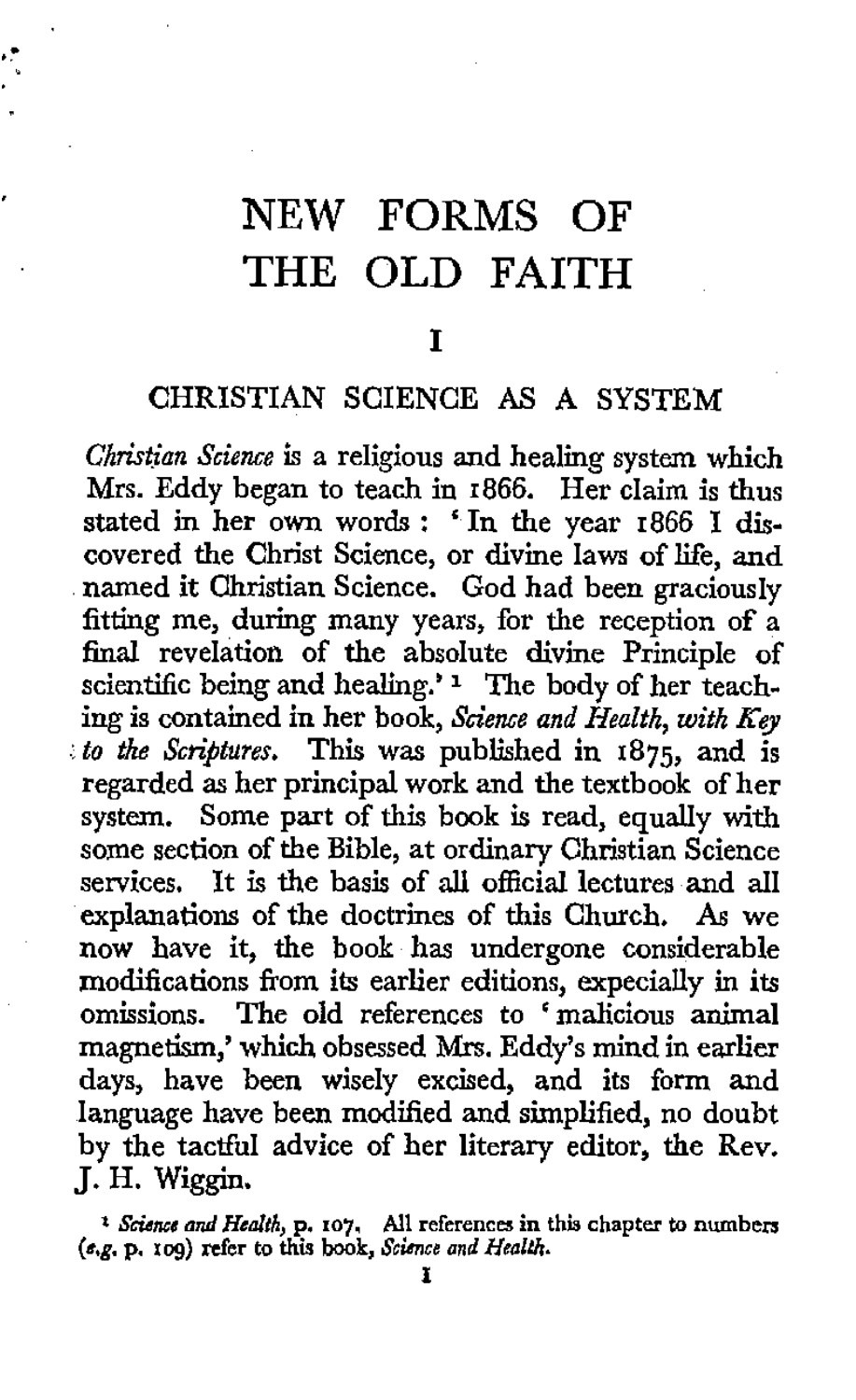# NEW FORMS OF THE OLD FAITH

## I

## CHRISTIAN SCIENCE AS A SYSTEM

*Christian Science* is a religious and healing system which Mrs. Eddy began to teach in 1866. Her claim is thus stated in her own words: 'In the year 1866 I discovered the Christ Science, or divine laws of life, and named it Christian Science. God had been graciously fitting me, during many years, for the reception of a final revelation of the absolute divine Principle of scientific being and healing.'[1] The body of her teaching is contained in her book, *Science and Health, with Key to the Scriptures.* This was published in 1875, and is regarded as her principal work and the textbook of her system. Some part of this book is read, equally with some section of the Bible, at ordinary Christian Science services. It is the basis of all official lectures and all explanations of the doctrines of this Church. As we now have it, the book has undergone considerable modifications from its earlier editions, expecially in its omissions. The old references to 'malicious animal magnetism,' which obsessed Mrs. Eddy's mind in earlier days, have been wisely excised, and its form and language have been modified and simplified, no doubt by the tactful advice of her literary editor, the Rev. J. H. Wiggin.

[1] *Science and Health*, p. 107. All references in this chapter to numbers (*e.g.* p. 109) refer to this book, *Science and Health.*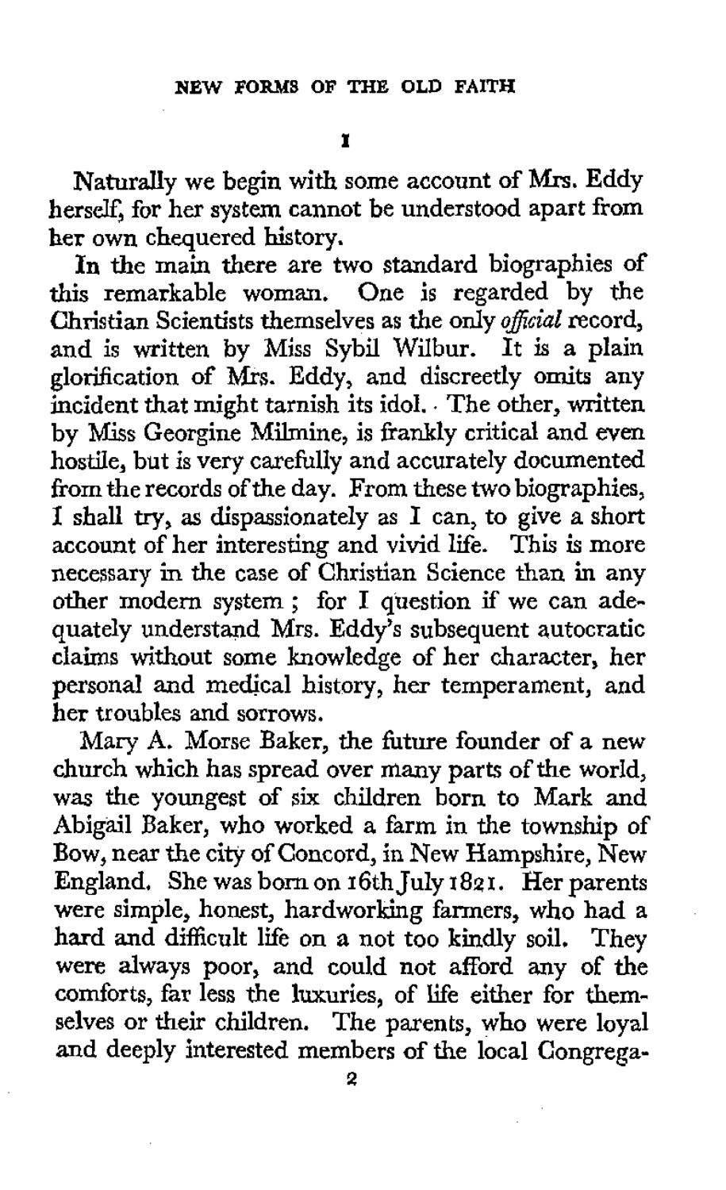I

Naturally we begin with some account of Mrs. Eddy herself, for her system cannot be understood apart from her own chequered history.

In the main there are two standard biographies of this remarkable woman. One is regarded by the Christian Scientists themselves as the only *official* record, and is written by Miss Sybil Wilbur. It is a plain glorification of Mrs. Eddy, and discreetly omits any incident that might tarnish its idol. The other, written by Miss Georgine Milmine, is frankly critical and even hostile, but is very carefully and accurately documented from the records of the day. From these two biographies, I shall try, as dispassionately as I can, to give a short account of her interesting and vivid life. This is more necessary in the case of Christian Science than in any other modern system; for I question if we can adequately understand Mrs. Eddy's subsequent autocratic claims without some knowledge of her character, her personal and medical history, her temperament, and her troubles and sorrows.

Mary A. Morse Baker, the future founder of a new church which has spread over many parts of the world, was the youngest of six children born to Mark and Abigail Baker, who worked a farm in the township of Bow, near the city of Concord, in New Hampshire, New England. She was born on 16th July 1821. Her parents were simple, honest, hardworking farmers, who had a hard and difficult life on a not too kindly soil. They were always poor, and could not afford any of the comforts, far less the luxuries, of life either for themselves or their children. The parents, who were loyal and deeply interested members of the local Congrega-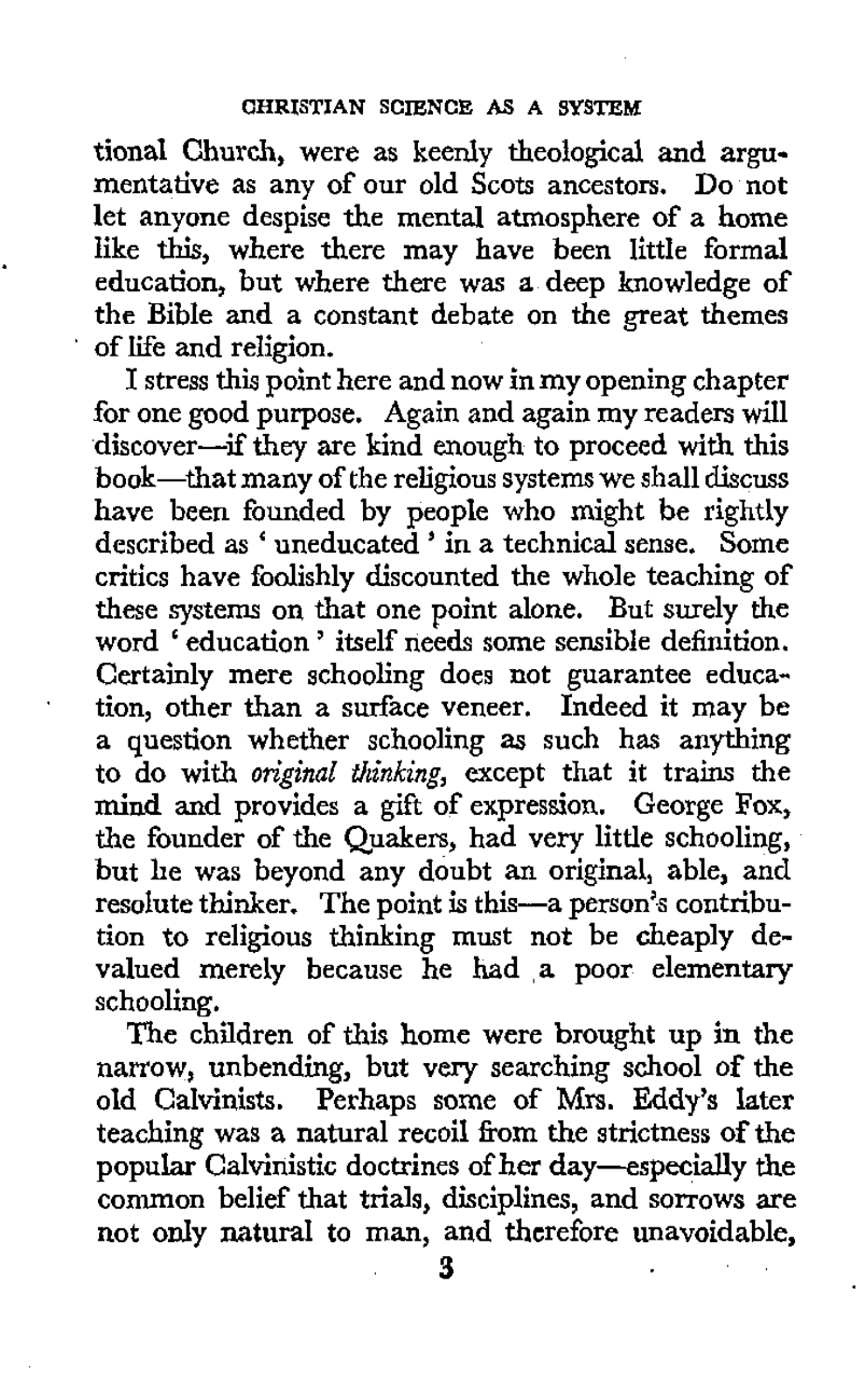tional Church, were as keenly theological and argumentative as any of our old Scots ancestors. Do not let anyone despise the mental atmosphere of a home like this, where there may have been little formal education, but where there was a deep knowledge of the Bible and a constant debate on the great themes of life and religion.

I stress this point here and now in my opening chapter for one good purpose. Again and again my readers will discover—if they are kind enough to proceed with this book—that many of the religious systems we shall discuss have been founded by people who might be rightly described as 'uneducated' in a technical sense. Some critics have foolishly discounted the whole teaching of these systems on that one point alone. But surely the word 'education' itself needs some sensible definition. Certainly mere schooling does not guarantee education, other than a surface veneer. Indeed it may be a question whether schooling as such has anything to do with *original thinking*, except that it trains the mind and provides a gift of expression. George Fox, the founder of the Quakers, had very little schooling, but he was beyond any doubt an original, able, and resolute thinker. The point is this—a person's contribution to religious thinking must not be cheaply devalued merely because he had a poor elementary schooling.

The children of this home were brought up in the narrow, unbending, but very searching school of the old Calvinists. Perhaps some of Mrs. Eddy's later teaching was a natural recoil from the strictness of the popular Calvinistic doctrines of her day—especially the common belief that trials, disciplines, and sorrows are not only natural to man, and therefore unavoidable,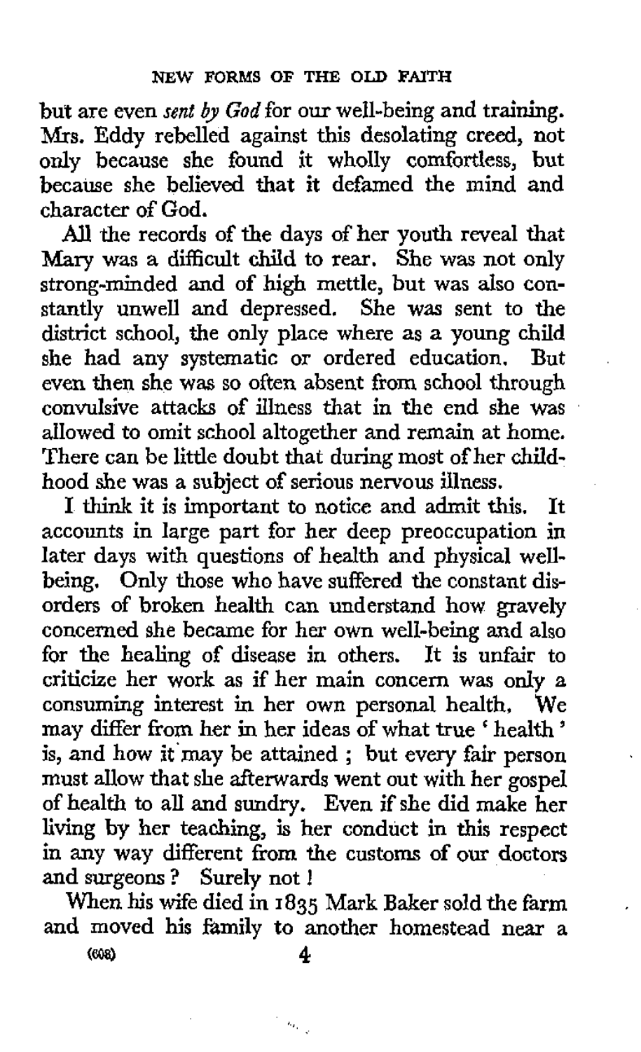but are even *sent by God* for our well-being and training. Mrs. Eddy rebelled against this desolating creed, not only because she found it wholly comfortless, but because she believed that it defamed the mind and character of God.

All the records of the days of her youth reveal that Mary was a difficult child to rear. She was not only strong-minded and of high mettle, but was also constantly unwell and depressed. She was sent to the district school, the only place where as a young child she had any systematic or ordered education. But even then she was so often absent from school through convulsive attacks of illness that in the end she was allowed to omit school altogether and remain at home. There can be little doubt that during most of her childhood she was a subject of serious nervous illness.

I think it is important to notice and admit this. It accounts in large part for her deep preoccupation in later days with questions of health and physical well-being. Only those who have suffered the constant disorders of broken health can understand how gravely concerned she became for her own well-being and also for the healing of disease in others. It is unfair to criticize her work as if her main concern was only a consuming interest in her own personal health. We may differ from her in her ideas of what true 'health' is, and how it may be attained ; but every fair person must allow that she afterwards went out with her gospel of health to all and sundry. Even if she did make her living by her teaching, is her conduct in this respect in any way different from the customs of our doctors and surgeons ? Surely not !

When his wife died in 1835 Mark Baker sold the farm and moved his family to another homestead near a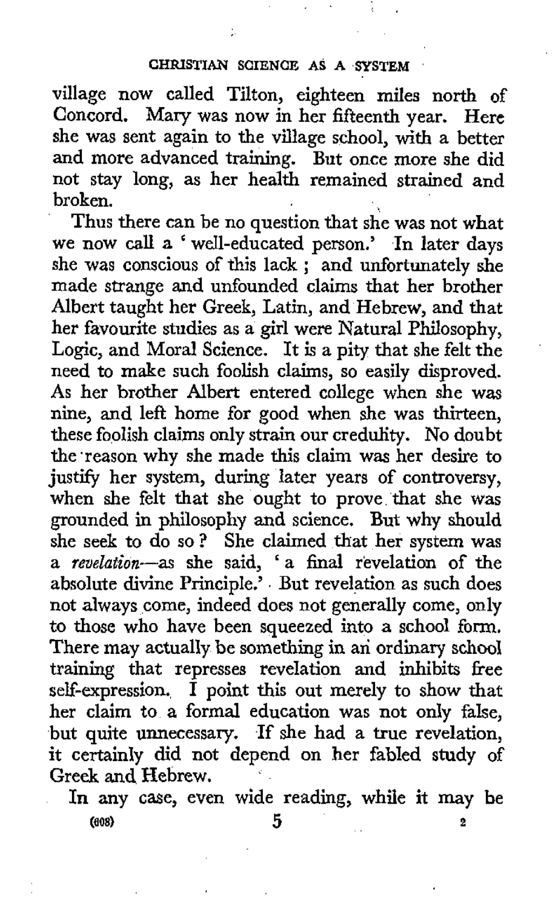village now called Tilton, eighteen miles north of Concord. Mary was now in her fifteenth year. Here she was sent again to the village school, with a better and more advanced training. But once more she did not stay long, as her health remained strained and broken.

Thus there can be no question that she was not what we now call a 'well-educated person.' In later days she was conscious of this lack; and unfortunately she made strange and unfounded claims that her brother Albert taught her Greek, Latin, and Hebrew, and that her favourite studies as a girl were Natural Philosophy, Logic, and Moral Science. It is a pity that she felt the need to make such foolish claims, so easily disproved. As her brother Albert entered college when she was nine, and left home for good when she was thirteen, these foolish claims only strain our credulity. No doubt the reason why she made this claim was her desire to justify her system, during later years of controversy, when she felt that she ought to prove that she was grounded in philosophy and science. But why should she seek to do so? She claimed that her system was a *revelation*—as she said, 'a final revelation of the absolute divine Principle.' But revelation as such does not always come, indeed does not generally come, only to those who have been squeezed into a school form. There may actually be something in an ordinary school training that represses revelation and inhibits free self-expression. I point this out merely to show that her claim to a formal education was not only false, but quite unnecessary. If she had a true revelation, it certainly did not depend on her fabled study of Greek and Hebrew.

In any case, even wide reading, while it may be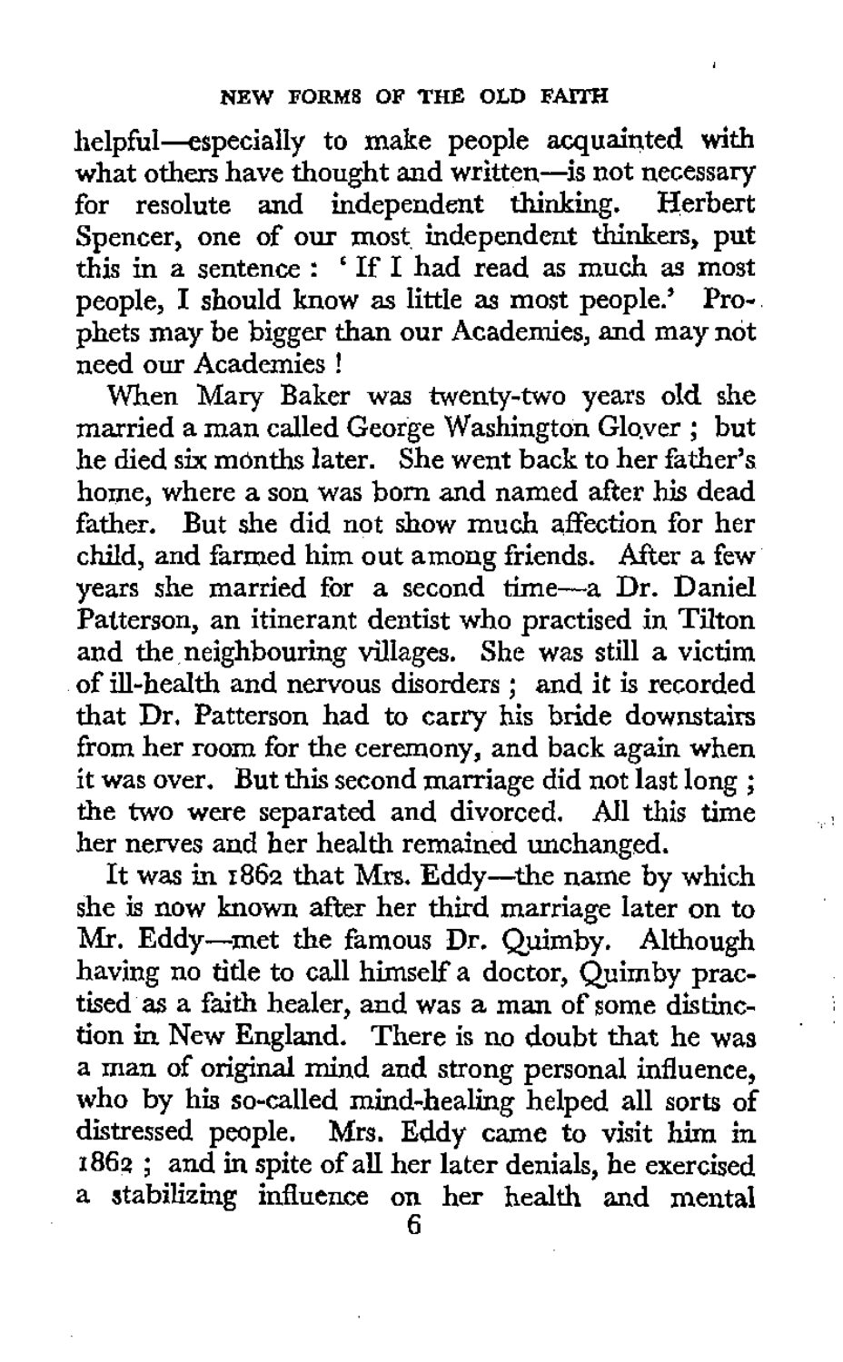helpful—especially to make people acquainted with what others have thought and written—is not necessary for resolute and independent thinking. Herbert Spencer, one of our most independent thinkers, put this in a sentence: 'If I had read as much as most people, I should know as little as most people.' Prophets may be bigger than our Academies, and may not need our Academies!

When Mary Baker was twenty-two years old she married a man called George Washington Glover; but he died six months later. She went back to her father's home, where a son was born and named after his dead father. But she did not show much affection for her child, and farmed him out among friends. After a few years she married for a second time—a Dr. Daniel Patterson, an itinerant dentist who practised in Tilton and the neighbouring villages. She was still a victim of ill-health and nervous disorders; and it is recorded that Dr. Patterson had to carry his bride downstairs from her room for the ceremony, and back again when it was over. But this second marriage did not last long; the two were separated and divorced. All this time her nerves and her health remained unchanged.

It was in 1862 that Mrs. Eddy—the name by which she is now known after her third marriage later on to Mr. Eddy—met the famous Dr. Quimby. Although having no title to call himself a doctor, Quimby practised as a faith healer, and was a man of some distinction in New England. There is no doubt that he was a man of original mind and strong personal influence, who by his so-called mind-healing helped all sorts of distressed people. Mrs. Eddy came to visit him in 1862; and in spite of all her later denials, he exercised a stabilizing influence on her health and mental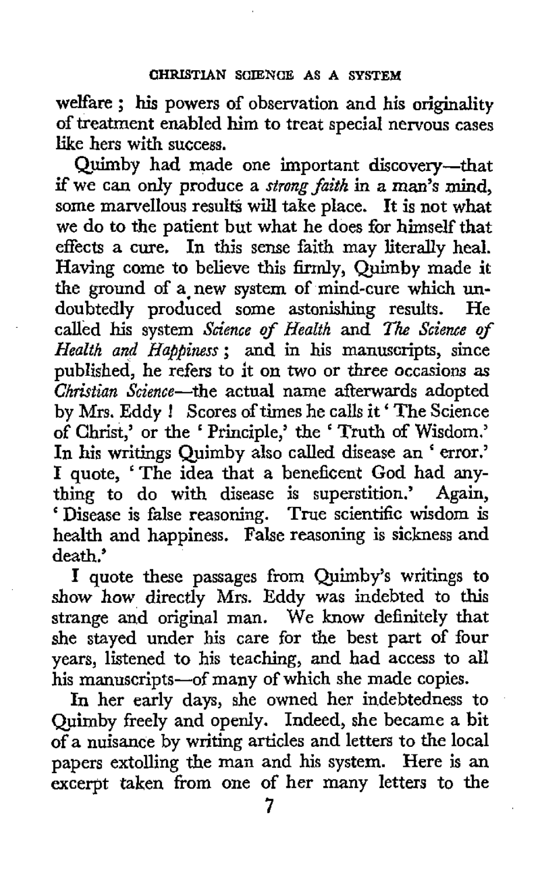welfare ; his powers of observation and his originality of treatment enabled him to treat special nervous cases like hers with success.

Quimby had made one important discovery—that if we can only produce a *strong faith* in a man's mind, some marvellous results will take place. It is not what we do to the patient but what he does for himself that effects a cure. In this sense faith may literally heal. Having come to believe this firmly, Quimby made it the ground of a new system of mind-cure which undoubtedly produced some astonishing results. He called his system *Science of Health* and *The Science of Health and Happiness* ; and in his manuscripts, since published, he refers to it on two or three occasions as *Christian Science*—the actual name afterwards adopted by Mrs. Eddy ! Scores of times he calls it 'The Science of Christ,' or the 'Principle,' the 'Truth of Wisdom.' In his writings Quimby also called disease an 'error.' I quote, 'The idea that a beneficent God had anything to do with disease is superstition.' Again, 'Disease is false reasoning. True scientific wisdom is health and happiness. False reasoning is sickness and death.'

I quote these passages from Quimby's writings to show how directly Mrs. Eddy was indebted to this strange and original man. We know definitely that she stayed under his care for the best part of four years, listened to his teaching, and had access to all his manuscripts—of many of which she made copies.

In her early days, she owned her indebtedness to Quimby freely and openly. Indeed, she became a bit of a nuisance by writing articles and letters to the local papers extolling the man and his system. Here is an excerpt taken from one of her many letters to the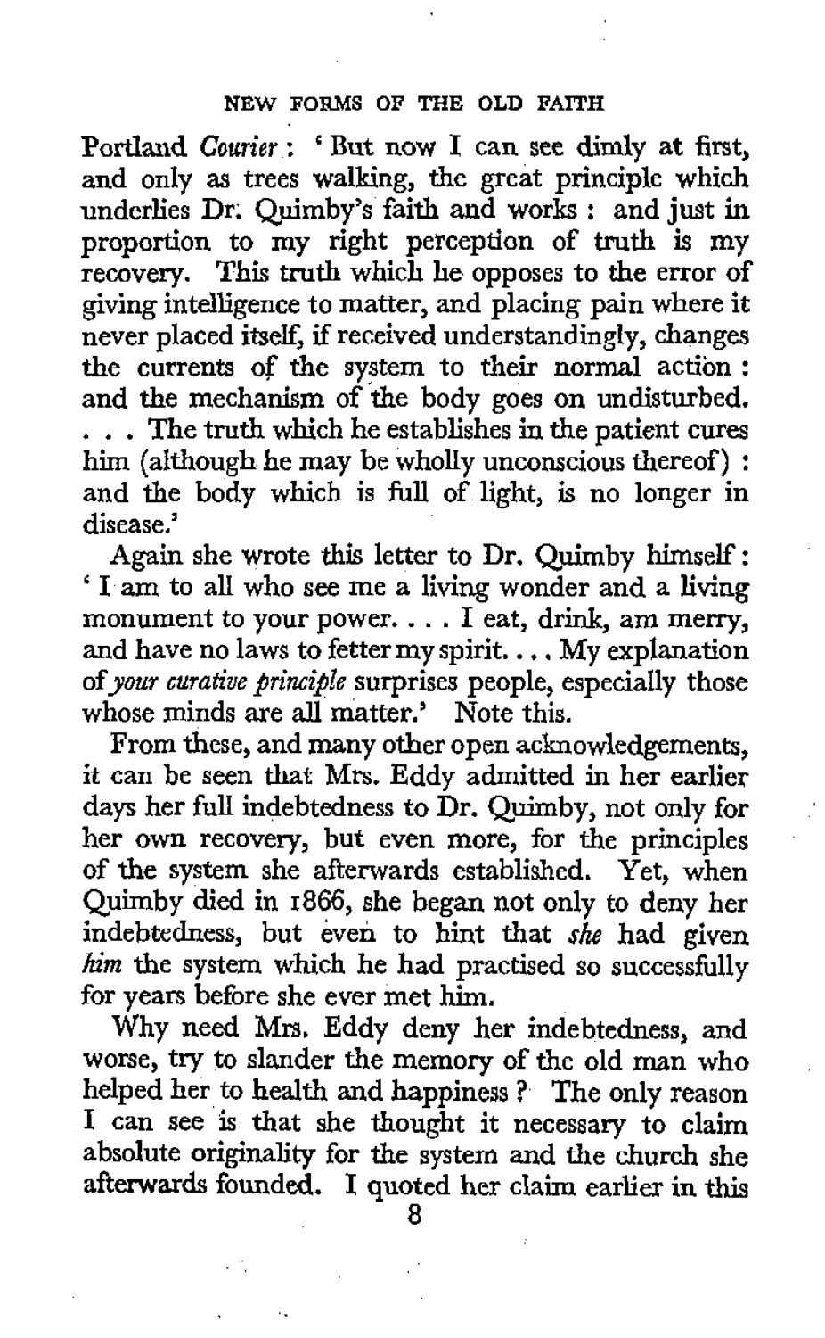Portland *Courier*: 'But now I can see dimly at first, and only as trees walking, the great principle which underlies Dr. Quimby's faith and works: and just in proportion to my right perception of truth is my recovery. This truth which he opposes to the error of giving intelligence to matter, and placing pain where it never placed itself, if received understandingly, changes the currents of the system to their normal action: and the mechanism of the body goes on undisturbed. . . . The truth which he establishes in the patient cures him (although he may be wholly unconscious thereof): and the body which is full of light, is no longer in disease.'

Again she wrote this letter to Dr. Quimby himself: 'I am to all who see me a living wonder and a living monument to your power. . . . I eat, drink, am merry, and have no laws to fetter my spirit. . . . My explanation of *your curative principle* surprises people, especially those whose minds are all matter.' Note this.

From these, and many other open acknowledgements, it can be seen that Mrs. Eddy admitted in her earlier days her full indebtedness to Dr. Quimby, not only for her own recovery, but even more, for the principles of the system she afterwards established. Yet, when Quimby died in 1866, she began not only to deny her indebtedness, but even to hint that *she* had given *him* the system which he had practised so successfully for years before she ever met him.

Why need Mrs. Eddy deny her indebtedness, and worse, try to slander the memory of the old man who helped her to health and happiness? The only reason I can see is that she thought it necessary to claim absolute originality for the system and the church she afterwards founded. I quoted her claim earlier in this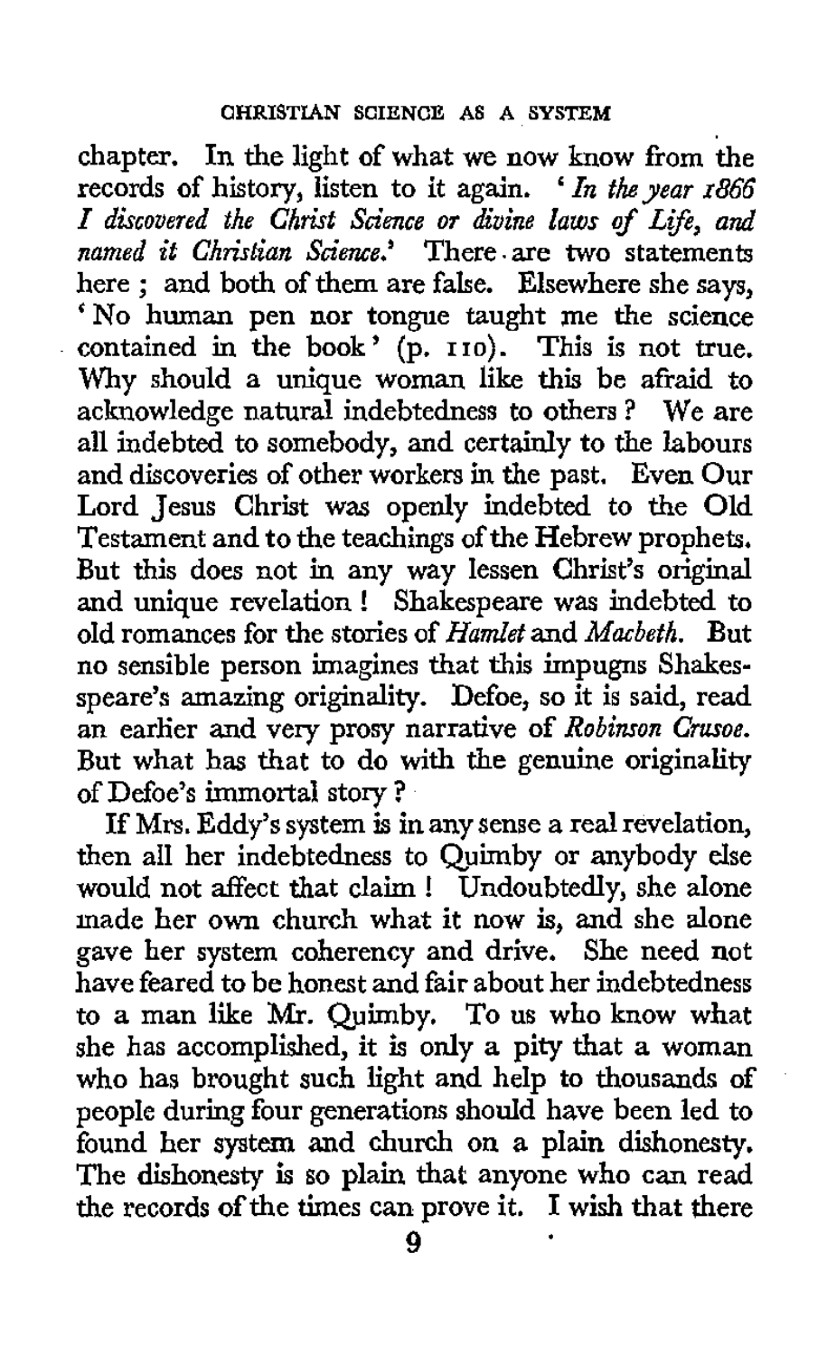chapter. In the light of what we now know from the records of history, listen to it again. '*In the year 1866 I discovered the Christ Science or divine laws of Life, and named it Christian Science.*' There are two statements here ; and both of them are false. Elsewhere she says, 'No human pen nor tongue taught me the science contained in the book' (p. 110). This is not true. Why should a unique woman like this be afraid to acknowledge natural indebtedness to others ? We are all indebted to somebody, and certainly to the labours and discoveries of other workers in the past. Even Our Lord Jesus Christ was openly indebted to the Old Testament and to the teachings of the Hebrew prophets. But this does not in any way lessen Christ's original and unique revelation ! Shakespeare was indebted to old romances for the stories of *Hamlet* and *Macbeth*. But no sensible person imagines that this impugns Shakesspeare's amazing originality. Defoe, so it is said, read an earlier and very prosy narrative of *Robinson Crusoe*. But what has that to do with the genuine originality of Defoe's immortal story ?

If Mrs. Eddy's system is in any sense a real revelation, then all her indebtedness to Quimby or anybody else would not affect that claim ! Undoubtedly, she alone made her own church what it now is, and she alone gave her system coherency and drive. She need not have feared to be honest and fair about her indebtedness to a man like Mr. Quimby. To us who know what she has accomplished, it is only a pity that a woman who has brought such light and help to thousands of people during four generations should have been led to found her system and church on a plain dishonesty. The dishonesty is so plain that anyone who can read the records of the times can prove it. I wish that there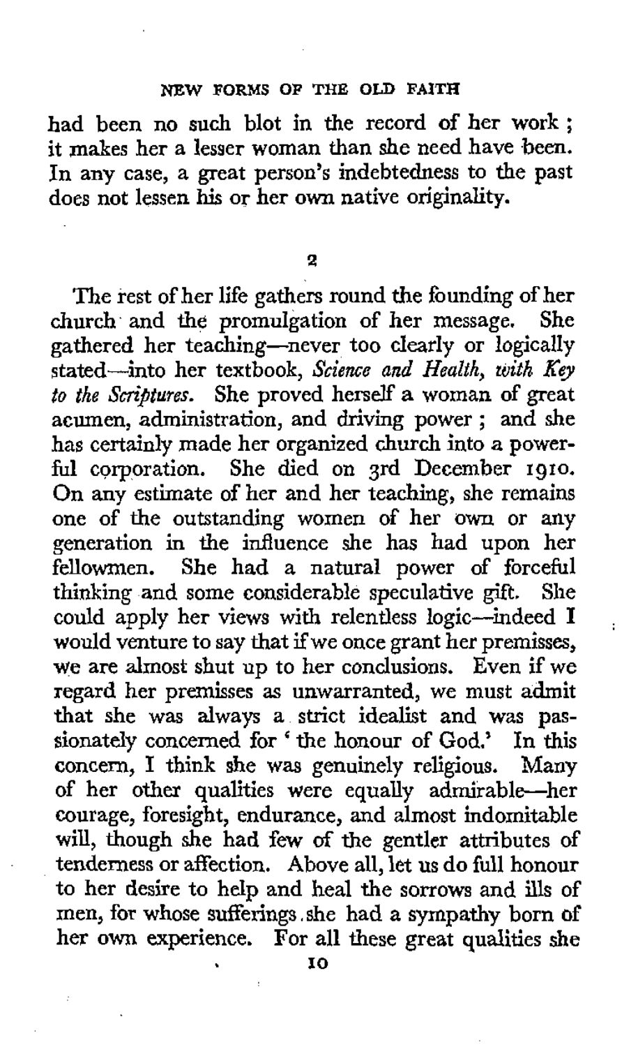had been no such blot in the record of her work; it makes her a lesser woman than she need have been. In any case, a great person's indebtedness to the past does not lessen his or her own native originality.

## 2

The rest of her life gathers round the founding of her church and the promulgation of her message. She gathered her teaching—never too clearly or logically stated—into her textbook, *Science and Health, with Key to the Scriptures*. She proved herself a woman of great acumen, administration, and driving power; and she has certainly made her organized church into a powerful corporation. She died on 3rd December 1910. On any estimate of her and her teaching, she remains one of the outstanding women of her own or any generation in the influence she has had upon her fellowmen. She had a natural power of forceful thinking and some considerable speculative gift. She could apply her views with relentless logic—indeed I would venture to say that if we once grant her premisses, we are almost shut up to her conclusions. Even if we regard her premisses as unwarranted, we must admit that she was always a strict idealist and was passionately concerned for 'the honour of God.' In this concern, I think she was genuinely religious. Many of her other qualities were equally admirable—her courage, foresight, endurance, and almost indomitable will, though she had few of the gentler attributes of tenderness or affection. Above all, let us do full honour to her desire to help and heal the sorrows and ills of men, for whose sufferings she had a sympathy born of her own experience. For all these great qualities she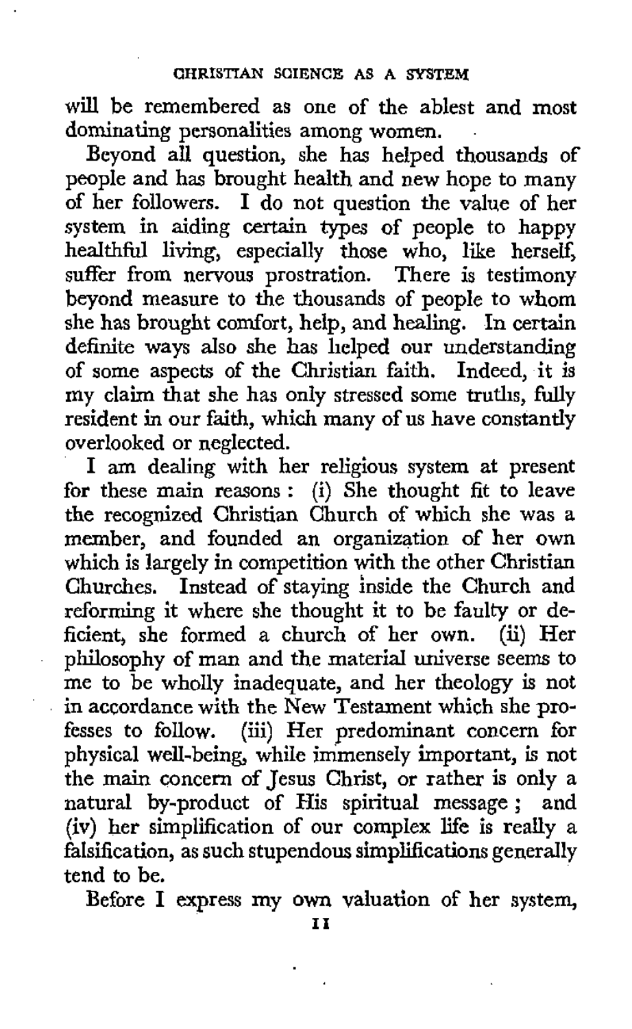will be remembered as one of the ablest and most dominating personalities among women.

Beyond all question, she has helped thousands of people and has brought health and new hope to many of her followers. I do not question the value of her system in aiding certain types of people to happy healthful living, especially those who, like herself, suffer from nervous prostration. There is testimony beyond measure to the thousands of people to whom she has brought comfort, help, and healing. In certain definite ways also she has helped our understanding of some aspects of the Christian faith. Indeed, it is my claim that she has only stressed some truths, fully resident in our faith, which many of us have constantly overlooked or neglected.

I am dealing with her religious system at present for these main reasons: (i) She thought fit to leave the recognized Christian Church of which she was a member, and founded an organization of her own which is largely in competition with the other Christian Churches. Instead of staying inside the Church and reforming it where she thought it to be faulty or deficient, she formed a church of her own. (ii) Her philosophy of man and the material universe seems to me to be wholly inadequate, and her theology is not in accordance with the New Testament which she professes to follow. (iii) Her predominant concern for physical well-being, while immensely important, is not the main concern of Jesus Christ, or rather is only a natural by-product of His spiritual message; and (iv) her simplification of our complex life is really a falsification, as such stupendous simplifications generally tend to be.

Before I express my own valuation of her system,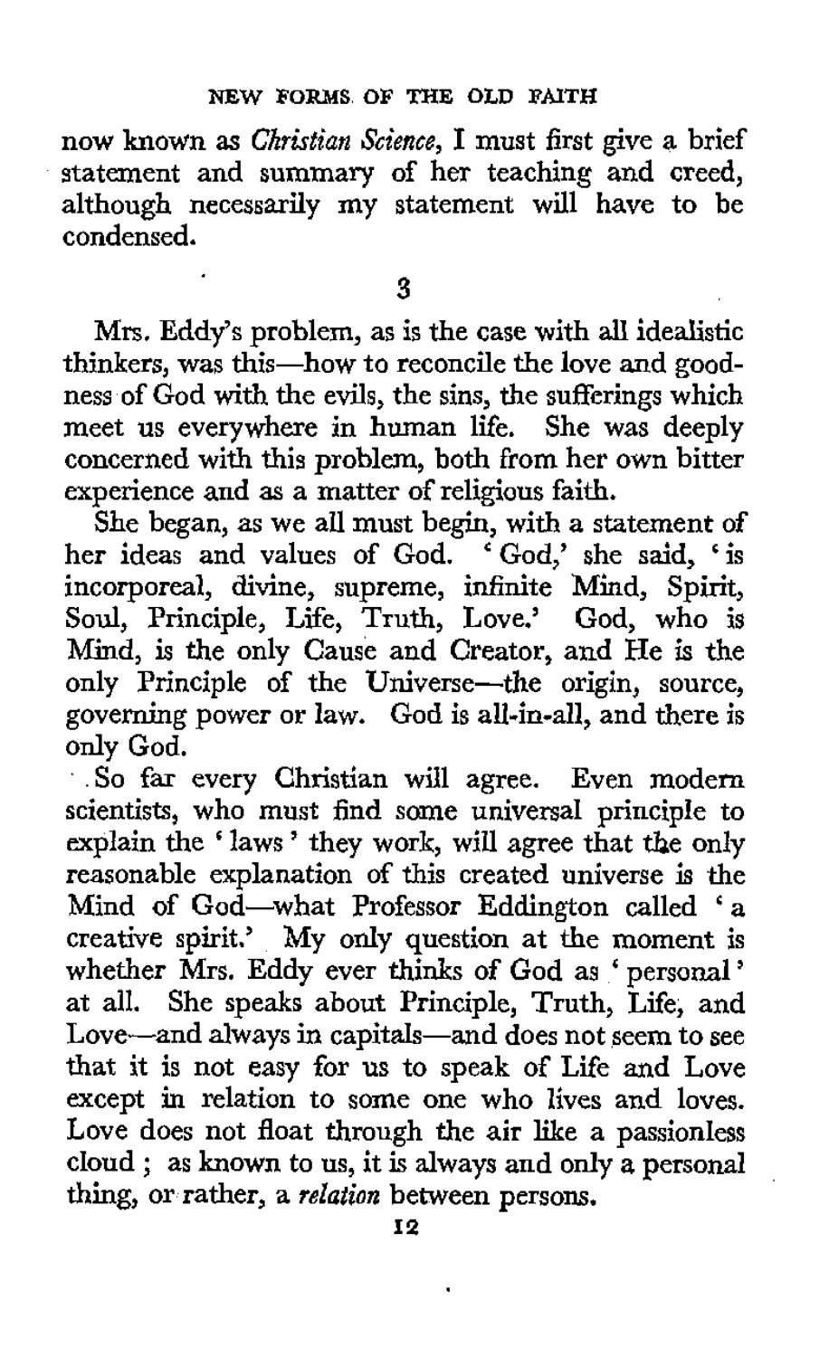now known as *Christian Science*, I must first give a brief statement and summary of her teaching and creed, although necessarily my statement will have to be condensed.

## 3

Mrs. Eddy's problem, as is the case with all idealistic thinkers, was this—how to reconcile the love and goodness of God with the evils, the sins, the sufferings which meet us everywhere in human life. She was deeply concerned with this problem, both from her own bitter experience and as a matter of religious faith.

She began, as we all must begin, with a statement of her ideas and values of God. 'God,' she said, 'is incorporeal, divine, supreme, infinite Mind, Spirit, Soul, Principle, Life, Truth, Love.' God, who is Mind, is the only Cause and Creator, and He is the only Principle of the Universe—the origin, source, governing power or law. God is all-in-all, and there is only God.

So far every Christian will agree. Even modern scientists, who must find some universal principle to explain the 'laws' they work, will agree that the only reasonable explanation of this created universe is the Mind of God—what Professor Eddington called 'a creative spirit.' My only question at the moment is whether Mrs. Eddy ever thinks of God as 'personal' at all. She speaks about Principle, Truth, Life, and Love—and always in capitals—and does not seem to see that it is not easy for us to speak of Life and Love except in relation to some one who lives and loves. Love does not float through the air like a passionless cloud; as known to us, it is always and only a personal thing, or rather, a *relation* between persons.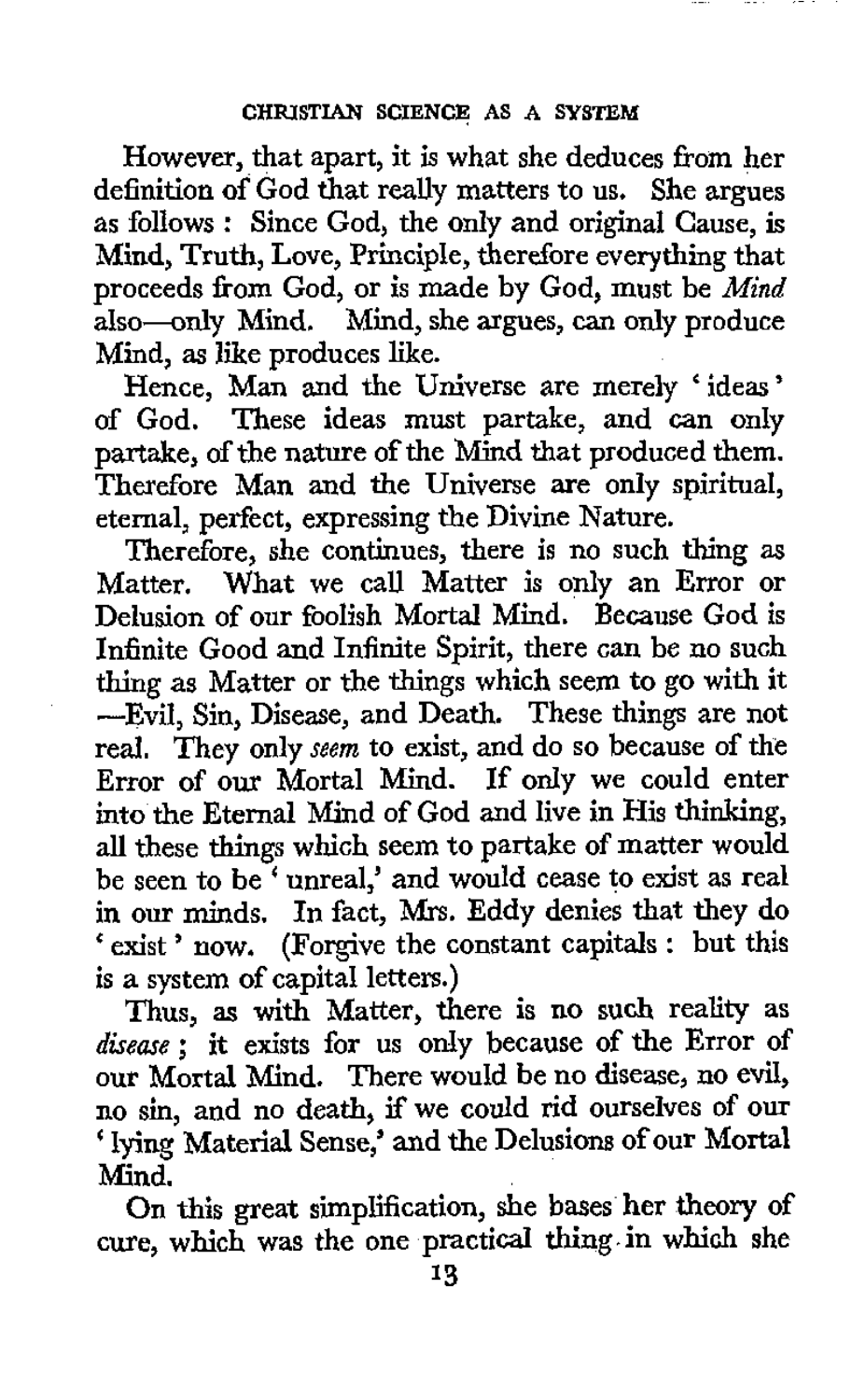However, that apart, it is what she deduces from her definition of God that really matters to us. She argues as follows : Since God, the only and original Cause, is Mind, Truth, Love, Principle, therefore everything that proceeds from God, or is made by God, must be *Mind* also—only Mind. Mind, she argues, can only produce Mind, as like produces like.

Hence, Man and the Universe are merely 'ideas' of God. These ideas must partake, and can only partake, of the nature of the Mind that produced them. Therefore Man and the Universe are only spiritual, eternal, perfect, expressing the Divine Nature.

Therefore, she continues, there is no such thing as Matter. What we call Matter is only an Error or Delusion of our foolish Mortal Mind. Because God is Infinite Good and Infinite Spirit, there can be no such thing as Matter or the things which seem to go with it —Evil, Sin, Disease, and Death. These things are not real. They only *seem* to exist, and do so because of the Error of our Mortal Mind. If only we could enter into the Eternal Mind of God and live in His thinking, all these things which seem to partake of matter would be seen to be 'unreal,' and would cease to exist as real in our minds. In fact, Mrs. Eddy denies that they do 'exist' now. (Forgive the constant capitals : but this is a system of capital letters.)

Thus, as with Matter, there is no such reality as *disease* ; it exists for us only because of the Error of our Mortal Mind. There would be no disease, no evil, no sin, and no death, if we could rid ourselves of our 'lying Material Sense,' and the Delusions of our Mortal Mind.

On this great simplification, she bases her theory of cure, which was the one practical thing in which she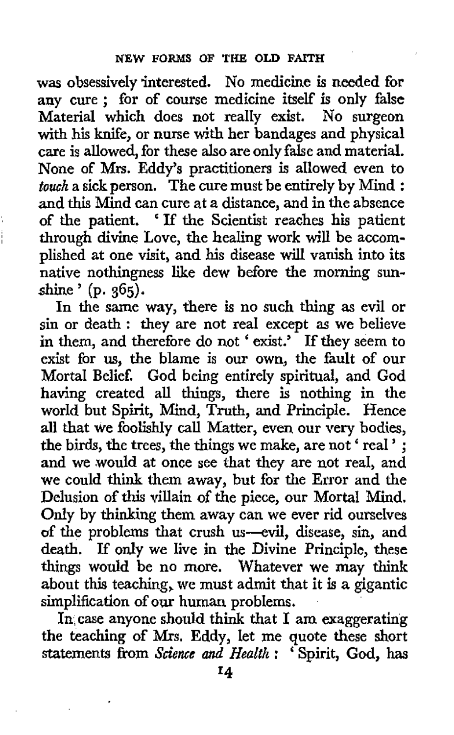was obsessively interested. No medicine is needed for any cure ; for of course medicine itself is only false Material which does not really exist. No surgeon with his knife, or nurse with her bandages and physical care is allowed, for these also are only false and material. None of Mrs. Eddy's practitioners is allowed even to *touch* a sick person. The cure must be entirely by Mind : and this Mind can cure at a distance, and in the absence of the patient. 'If the Scientist reaches his patient through divine Love, the healing work will be accomplished at one visit, and his disease will vanish into its native nothingness like dew before the morning sunshine' (p. 365).

In the same way, there is no such thing as evil or sin or death : they are not real except as we believe in them, and therefore do not 'exist.' If they seem to exist for us, the blame is our own, the fault of our Mortal Belief. God being entirely spiritual, and God having created all things, there is nothing in the world but Spirit, Mind, Truth, and Principle. Hence all that we foolishly call Matter, even our very bodies, the birds, the trees, the things we make, are not 'real' ; and we would at once see that they are not real, and we could think them away, but for the Error and the Delusion of this villain of the piece, our Mortal Mind. Only by thinking them away can we ever rid ourselves of the problems that crush us—evil, disease, sin, and death. If only we live in the Divine Principle, these things would be no more. Whatever we may think about this teaching, we must admit that it is a gigantic simplification of our human problems.

In case anyone should think that I am exaggerating the teaching of Mrs. Eddy, let me quote these short statements from *Science and Health* : 'Spirit, God, has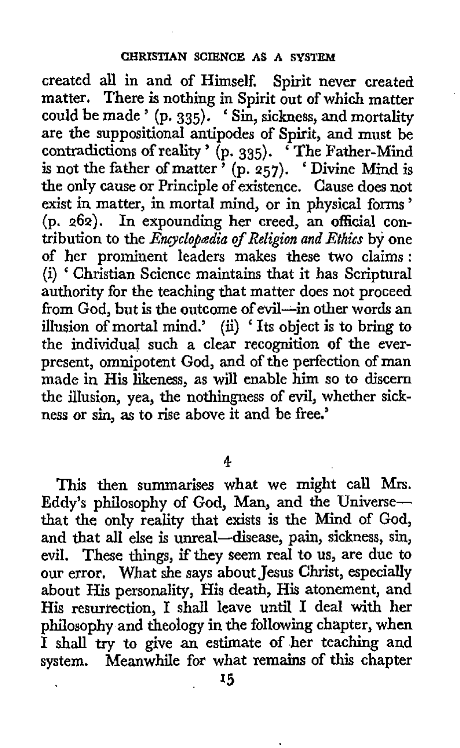created all in and of Himself. Spirit never created matter. There is nothing in Spirit out of which matter could be made' (p. 335). 'Sin, sickness, and mortality are the suppositional antipodes of Spirit, and must be contradictions of reality' (p. 335). 'The Father-Mind is not the father of matter' (p. 257). 'Divine Mind is the only cause or Principle of existence. Cause does not exist in matter, in mortal mind, or in physical forms' (p. 262). In expounding her creed, an official contribution to the *Encyclopædia of Religion and Ethics* by one of her prominent leaders makes these two claims: (i) 'Christian Science maintains that it has Scriptural authority for the teaching that matter does not proceed from God, but is the outcome of evil—in other words an illusion of mortal mind.' (ii) 'Its object is to bring to the individual such a clear recognition of the ever-present, omnipotent God, and of the perfection of man made in His likeness, as will enable him so to discern the illusion, yea, the nothingness of evil, whether sickness or sin, as to rise above it and be free.'

4

This then summarises what we might call Mrs. Eddy's philosophy of God, Man, and the Universe—that the only reality that exists is the Mind of God, and that all else is unreal—disease, pain, sickness, sin, evil. These things, if they seem real to us, are due to our error. What she says about Jesus Christ, especially about His personality, His death, His atonement, and His resurrection, I shall leave until I deal with her philosophy and theology in the following chapter, when I shall try to give an estimate of her teaching and system. Meanwhile for what remains of this chapter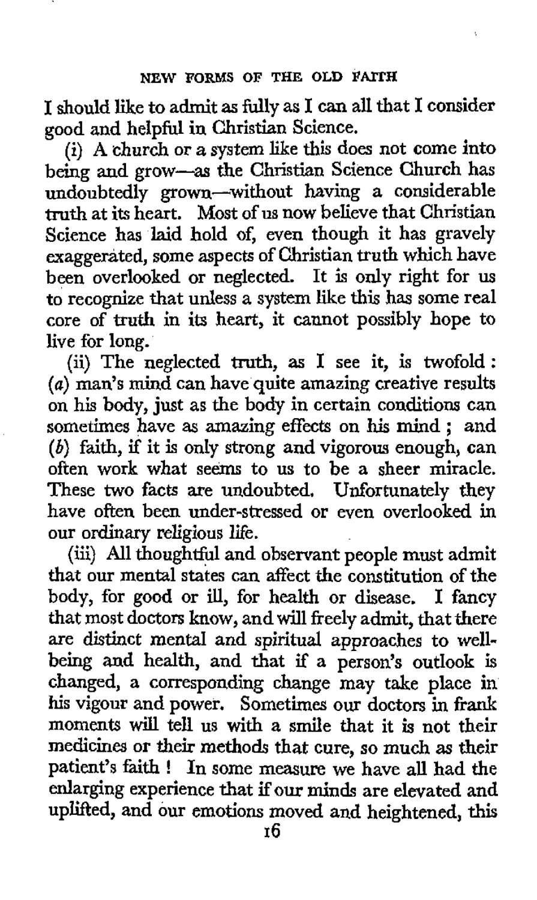I should like to admit as fully as I can all that I consider good and helpful in Christian Science.

(i) A church or a system like this does not come into being and grow—as the Christian Science Church has undoubtedly grown—without having a considerable truth at its heart. Most of us now believe that Christian Science has laid hold of, even though it has gravely exaggerated, some aspects of Christian truth which have been overlooked or neglected. It is only right for us to recognize that unless a system like this has some real core of truth in its heart, it cannot possibly hope to live for long.

(ii) The neglected truth, as I see it, is twofold: (*a*) man's mind can have quite amazing creative results on his body, just as the body in certain conditions can sometimes have as amazing effects on his mind; and (*b*) faith, if it is only strong and vigorous enough, can often work what seems to us to be a sheer miracle. These two facts are undoubted. Unfortunately they have often been under-stressed or even overlooked in our ordinary religious life.

(iii) All thoughtful and observant people must admit that our mental states can affect the constitution of the body, for good or ill, for health or disease. I fancy that most doctors know, and will freely admit, that there are distinct mental and spiritual approaches to well-being and health, and that if a person's outlook is changed, a corresponding change may take place in his vigour and power. Sometimes our doctors in frank moments will tell us with a smile that it is not their medicines or their methods that cure, so much as their patient's faith! In some measure we have all had the enlarging experience that if our minds are elevated and uplifted, and our emotions moved and heightened, this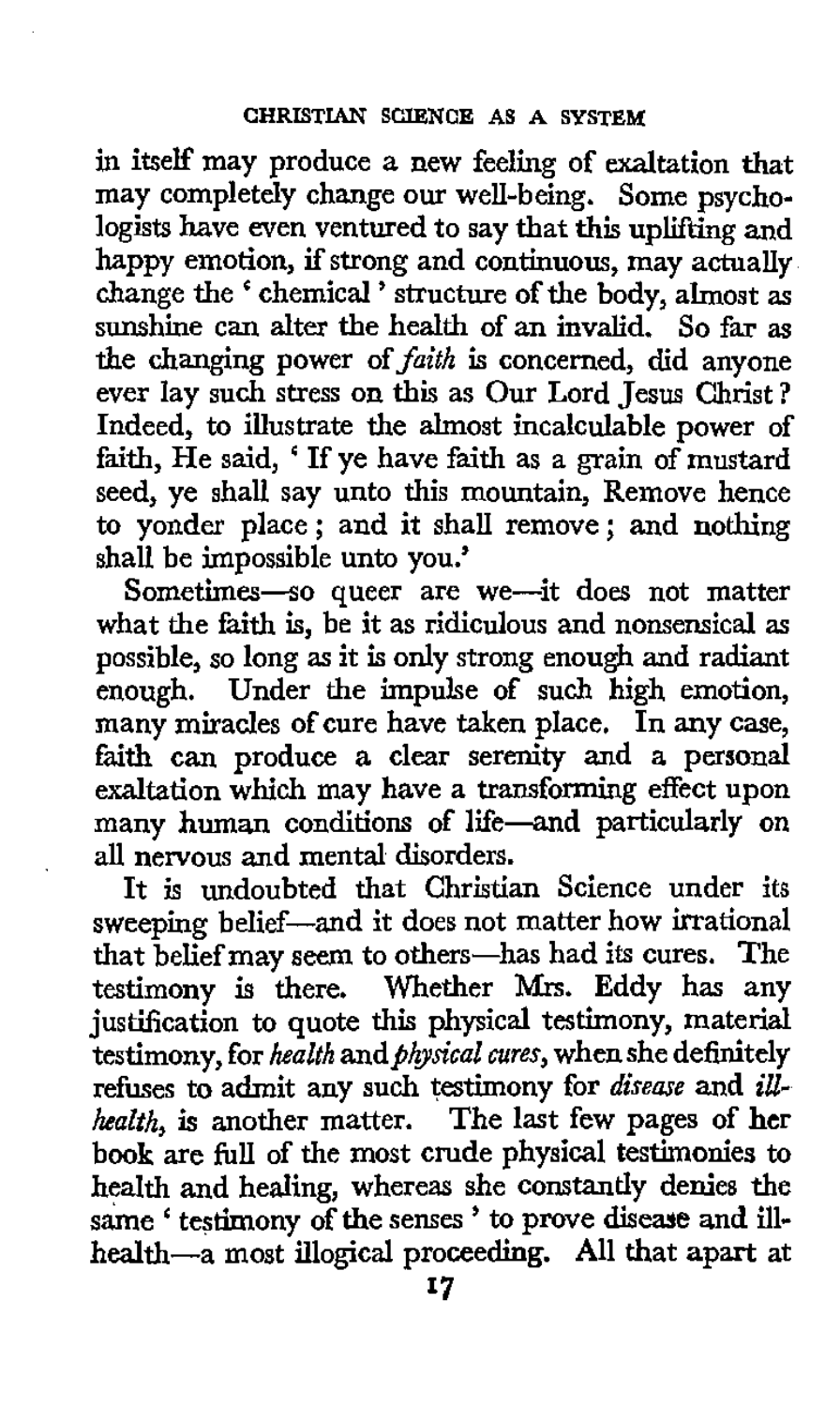in itself may produce a new feeling of exaltation that may completely change our well-being. Some psychologists have even ventured to say that this uplifting and happy emotion, if strong and continuous, may actually change the 'chemical' structure of the body, almost as sunshine can alter the health of an invalid. So far as the changing power of *faith* is concerned, did anyone ever lay such stress on this as Our Lord Jesus Christ? Indeed, to illustrate the almost incalculable power of faith, He said, 'If ye have faith as a grain of mustard seed, ye shall say unto this mountain, Remove hence to yonder place; and it shall remove; and nothing shall be impossible unto you.'

Sometimes—so queer are we—it does not matter what the faith is, be it as ridiculous and nonsensical as possible, so long as it is only strong enough and radiant enough. Under the impulse of such high emotion, many miracles of cure have taken place. In any case, faith can produce a clear serenity and a personal exaltation which may have a transforming effect upon many human conditions of life—and particularly on all nervous and mental disorders.

It is undoubted that Christian Science under its sweeping belief—and it does not matter how irrational that belief may seem to others—has had its cures. The testimony is there. Whether Mrs. Eddy has any justification to quote this physical testimony, material testimony, for *health* and *physical cures*, when she definitely refuses to admit any such testimony for *disease* and *ill-health*, is another matter. The last few pages of her book are full of the most crude physical testimonies to health and healing, whereas she constantly denies the same 'testimony of the senses' to prove disease and ill-health—a most illogical proceeding. All that apart at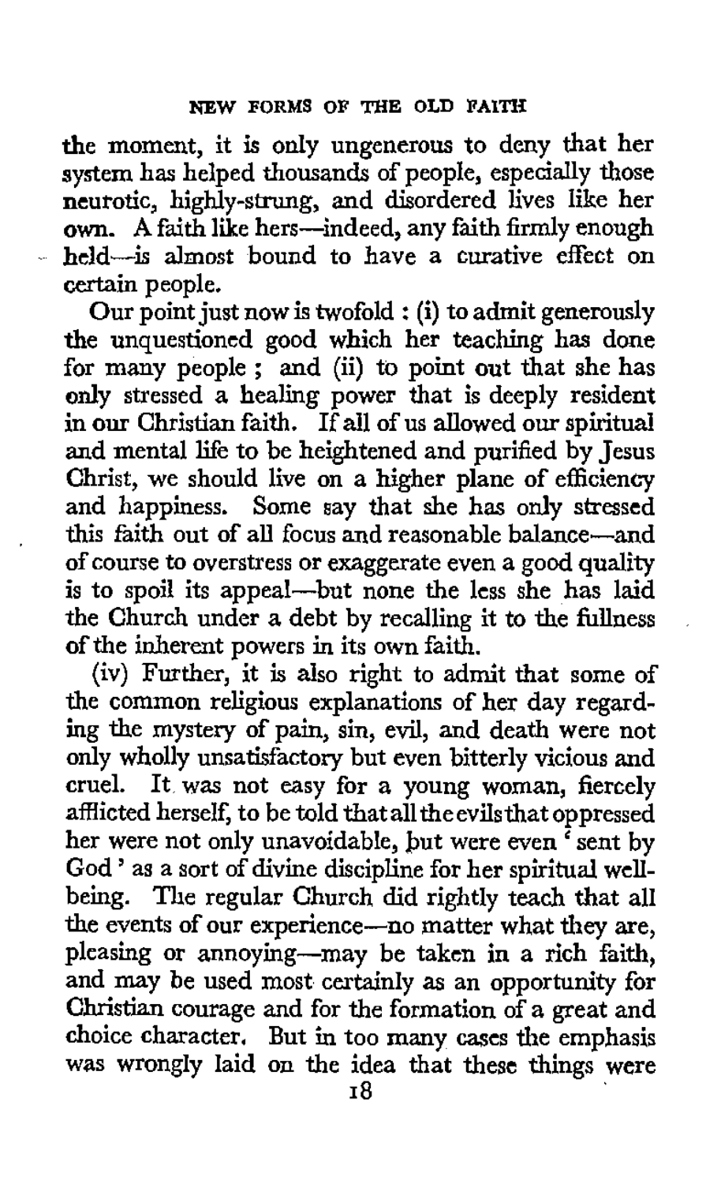the moment, it is only ungenerous to deny that her system has helped thousands of people, especially those neurotic, highly-strung, and disordered lives like her own. A faith like hers—indeed, any faith firmly enough held—is almost bound to have a curative effect on certain people.

Our point just now is twofold : (i) to admit generously the unquestioned good which her teaching has done for many people ; and (ii) to point out that she has only stressed a healing power that is deeply resident in our Christian faith. If all of us allowed our spiritual and mental life to be heightened and purified by Jesus Christ, we should live on a higher plane of efficiency and happiness. Some say that she has only stressed this faith out of all focus and reasonable balance—and of course to overstress or exaggerate even a good quality is to spoil its appeal—but none the less she has laid the Church under a debt by recalling it to the fullness of the inherent powers in its own faith.

(iv) Further, it is also right to admit that some of the common religious explanations of her day regarding the mystery of pain, sin, evil, and death were not only wholly unsatisfactory but even bitterly vicious and cruel. It was not easy for a young woman, fiercely afflicted herself, to be told that all the evils that oppressed her were not only unavoidable, but were even 'sent by God' as a sort of divine discipline for her spiritual well-being. The regular Church did rightly teach that all the events of our experience—no matter what they are, pleasing or annoying—may be taken in a rich faith, and may be used most certainly as an opportunity for Christian courage and for the formation of a great and choice character. But in too many cases the emphasis was wrongly laid on the idea that these things were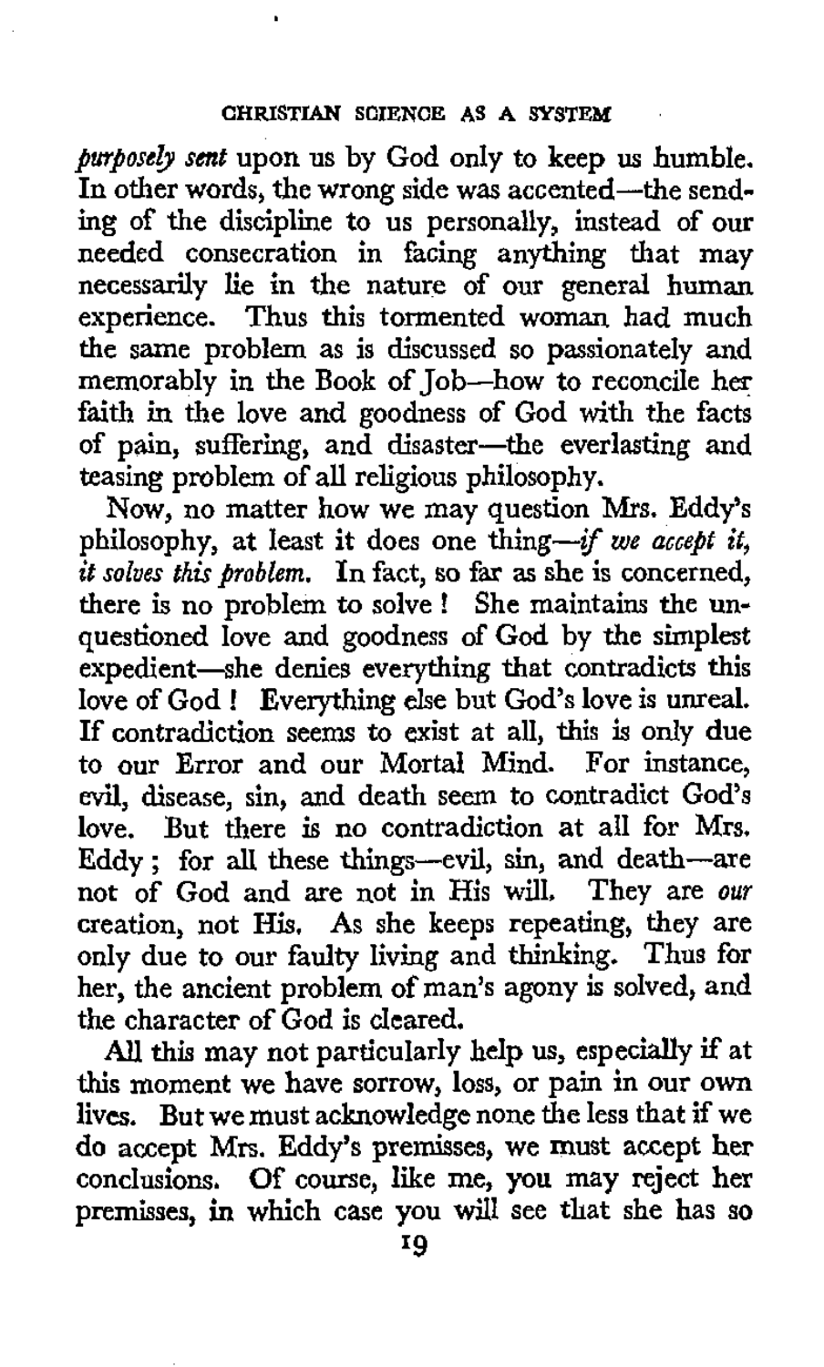*purposely sent* upon us by God only to keep us humble. In other words, the wrong side was accented—the sending of the discipline to us personally, instead of our needed consecration in facing anything that may necessarily lie in the nature of our general human experience. Thus this tormented woman had much the same problem as is discussed so passionately and memorably in the Book of Job—how to reconcile her faith in the love and goodness of God with the facts of pain, suffering, and disaster—the everlasting and teasing problem of all religious philosophy.

Now, no matter how we may question Mrs. Eddy's philosophy, at least it does one thing—*if we accept it, it solves this problem.* In fact, so far as she is concerned, there is no problem to solve! She maintains the unquestioned love and goodness of God by the simplest expedient—she denies everything that contradicts this love of God! Everything else but God's love is unreal. If contradiction seems to exist at all, this is only due to our Error and our Mortal Mind. For instance, evil, disease, sin, and death seem to contradict God's love. But there is no contradiction at all for Mrs. Eddy; for all these things—evil, sin, and death—are not of God and are not in His will. They are *our* creation, not His. As she keeps repeating, they are only due to our faulty living and thinking. Thus for her, the ancient problem of man's agony is solved, and the character of God is cleared.

All this may not particularly help us, especially if at this moment we have sorrow, loss, or pain in our own lives. But we must acknowledge none the less that if we do accept Mrs. Eddy's premisses, we must accept her conclusions. Of course, like me, you may reject her premisses, in which case you will see that she has so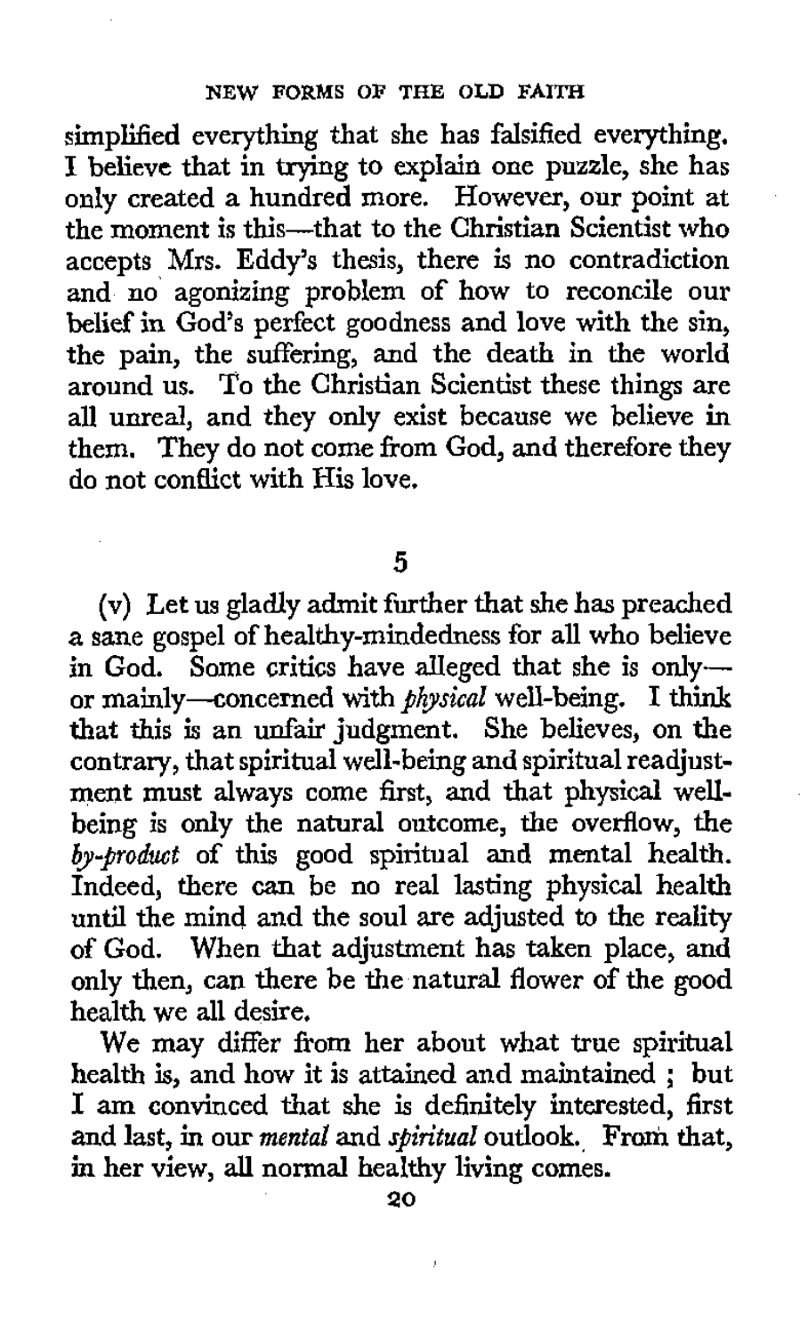simplified everything that she has falsified everything. I believe that in trying to explain one puzzle, she has only created a hundred more. However, our point at the moment is this—that to the Christian Scientist who accepts Mrs. Eddy's thesis, there is no contradiction and no agonizing problem of how to reconcile our belief in God's perfect goodness and love with the sin, the pain, the suffering, and the death in the world around us. To the Christian Scientist these things are all unreal, and they only exist because we believe in them. They do not come from God, and therefore they do not conflict with His love.

## 5

(v) Let us gladly admit further that she has preached a sane gospel of healthy-mindedness for all who believe in God. Some critics have alleged that she is only—or mainly—concerned with *physical* well-being. I think that this is an unfair judgment. She believes, on the contrary, that spiritual well-being and spiritual readjustment must always come first, and that physical well-being is only the natural outcome, the overflow, the *by-product* of this good spiritual and mental health. Indeed, there can be no real lasting physical health until the mind and the soul are adjusted to the reality of God. When that adjustment has taken place, and only then, can there be the natural flower of the good health we all desire.

We may differ from her about what true spiritual health is, and how it is attained and maintained ; but I am convinced that she is definitely interested, first and last, in our *mental* and *spiritual* outlook. From that, in her view, all normal healthy living comes.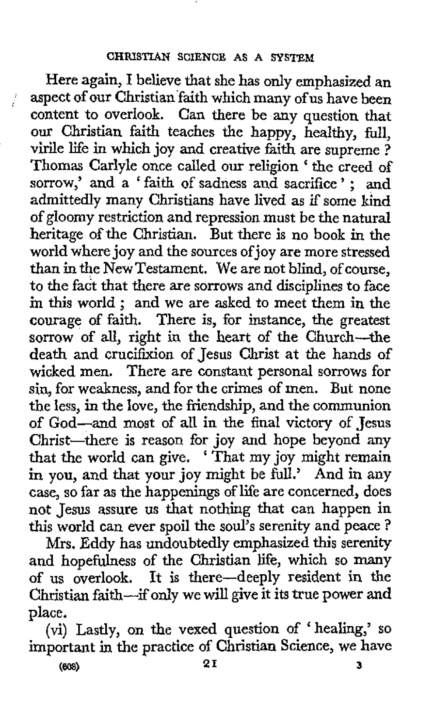Here again, I believe that she has only emphasized an aspect of our Christian faith which many of us have been content to overlook. Can there be any question that our Christian faith teaches the happy, healthy, full, virile life in which joy and creative faith are supreme? Thomas Carlyle once called our religion 'the creed of sorrow,' and a 'faith of sadness and sacrifice'; and admittedly many Christians have lived as if some kind of gloomy restriction and repression must be the natural heritage of the Christian. But there is no book in the world where joy and the sources of joy are more stressed than in the New Testament. We are not blind, of course, to the fact that there are sorrows and disciplines to face in this world; and we are asked to meet them in the courage of faith. There is, for instance, the greatest sorrow of all, right in the heart of the Church—the death and crucifixion of Jesus Christ at the hands of wicked men. There are constant personal sorrows for sin, for weakness, and for the crimes of men. But none the less, in the love, the friendship, and the communion of God—and most of all in the final victory of Jesus Christ—there is reason for joy and hope beyond any that the world can give. 'That my joy might remain in you, and that your joy might be full.' And in any case, so far as the happenings of life are concerned, does not Jesus assure us that nothing that can happen in this world can ever spoil the soul's serenity and peace?

Mrs. Eddy has undoubtedly emphasized this serenity and hopefulness of the Christian life, which so many of us overlook. It is there—deeply resident in the Christian faith—if only we will give it its true power and place.

(vi) Lastly, on the vexed question of 'healing,' so important in the practice of Christian Science, we have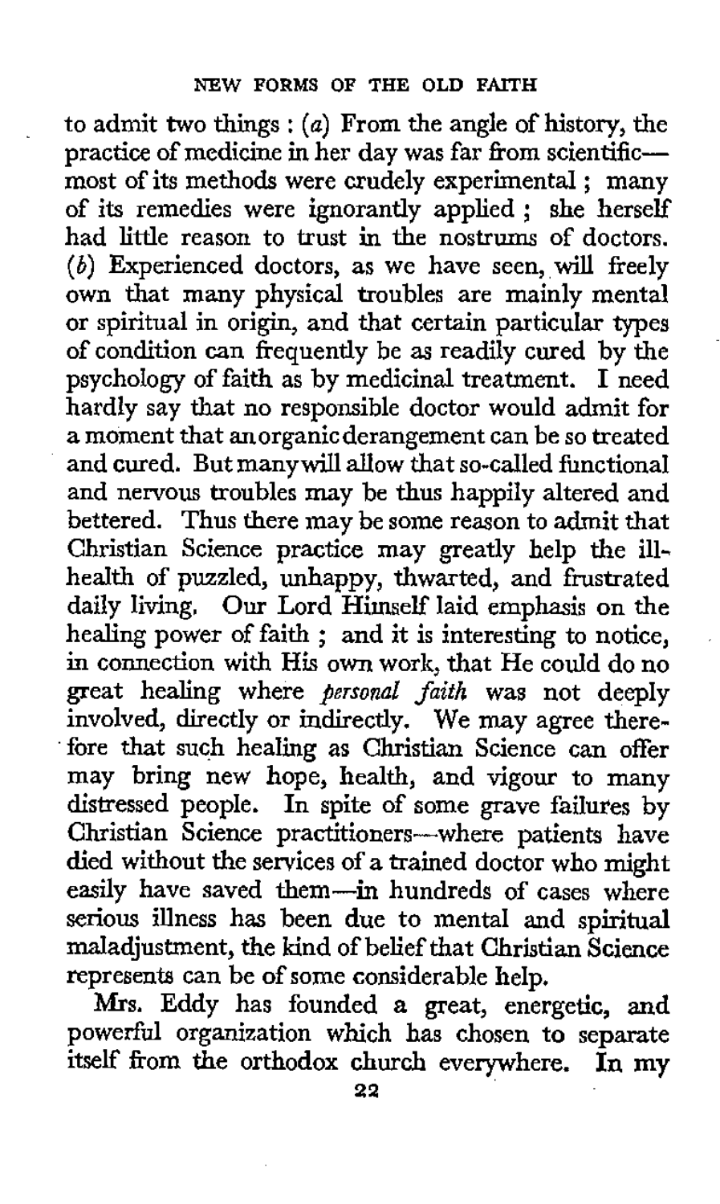to admit two things : (*a*) From the angle of history, the practice of medicine in her day was far from scientific—most of its methods were crudely experimental ; many of its remedies were ignorantly applied ; she herself had little reason to trust in the nostrums of doctors. (*b*) Experienced doctors, as we have seen, will freely own that many physical troubles are mainly mental or spiritual in origin, and that certain particular types of condition can frequently be as readily cured by the psychology of faith as by medicinal treatment. I need hardly say that no responsible doctor would admit for a moment that an organic derangement can be so treated and cured. But many will allow that so-called functional and nervous troubles may be thus happily altered and bettered. Thus there may be some reason to admit that Christian Science practice may greatly help the ill-health of puzzled, unhappy, thwarted, and frustrated daily living. Our Lord Himself laid emphasis on the healing power of faith ; and it is interesting to notice, in connection with His own work, that He could do no great healing where *personal faith* was not deeply involved, directly or indirectly. We may agree therefore that such healing as Christian Science can offer may bring new hope, health, and vigour to many distressed people. In spite of some grave failures by Christian Science practitioners—where patients have died without the services of a trained doctor who might easily have saved them—in hundreds of cases where serious illness has been due to mental and spiritual maladjustment, the kind of belief that Christian Science represents can be of some considerable help.

Mrs. Eddy has founded a great, energetic, and powerful organization which has chosen to separate itself from the orthodox church everywhere. In my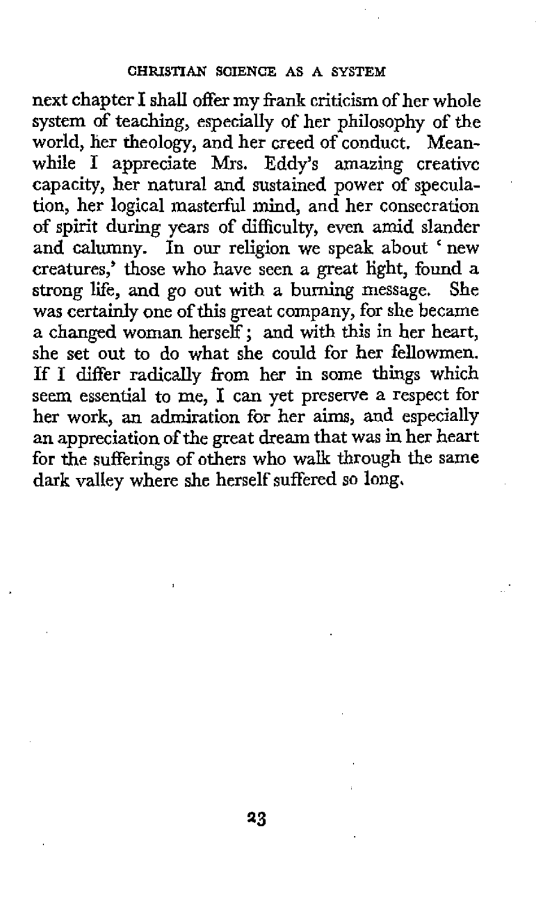next chapter I shall offer my frank criticism of her whole system of teaching, especially of her philosophy of the world, her theology, and her creed of conduct. Meanwhile I appreciate Mrs. Eddy's amazing creative capacity, her natural and sustained power of speculation, her logical masterful mind, and her consecration of spirit during years of difficulty, even amid slander and calumny. In our religion we speak about 'new creatures,' those who have seen a great light, found a strong life, and go out with a burning message. She was certainly one of this great company, for she became a changed woman herself; and with this in her heart, she set out to do what she could for her fellowmen. If I differ radically from her in some things which seem essential to me, I can yet preserve a respect for her work, an admiration for her aims, and especially an appreciation of the great dream that was in her heart for the sufferings of others who walk through the same dark valley where she herself suffered so long.